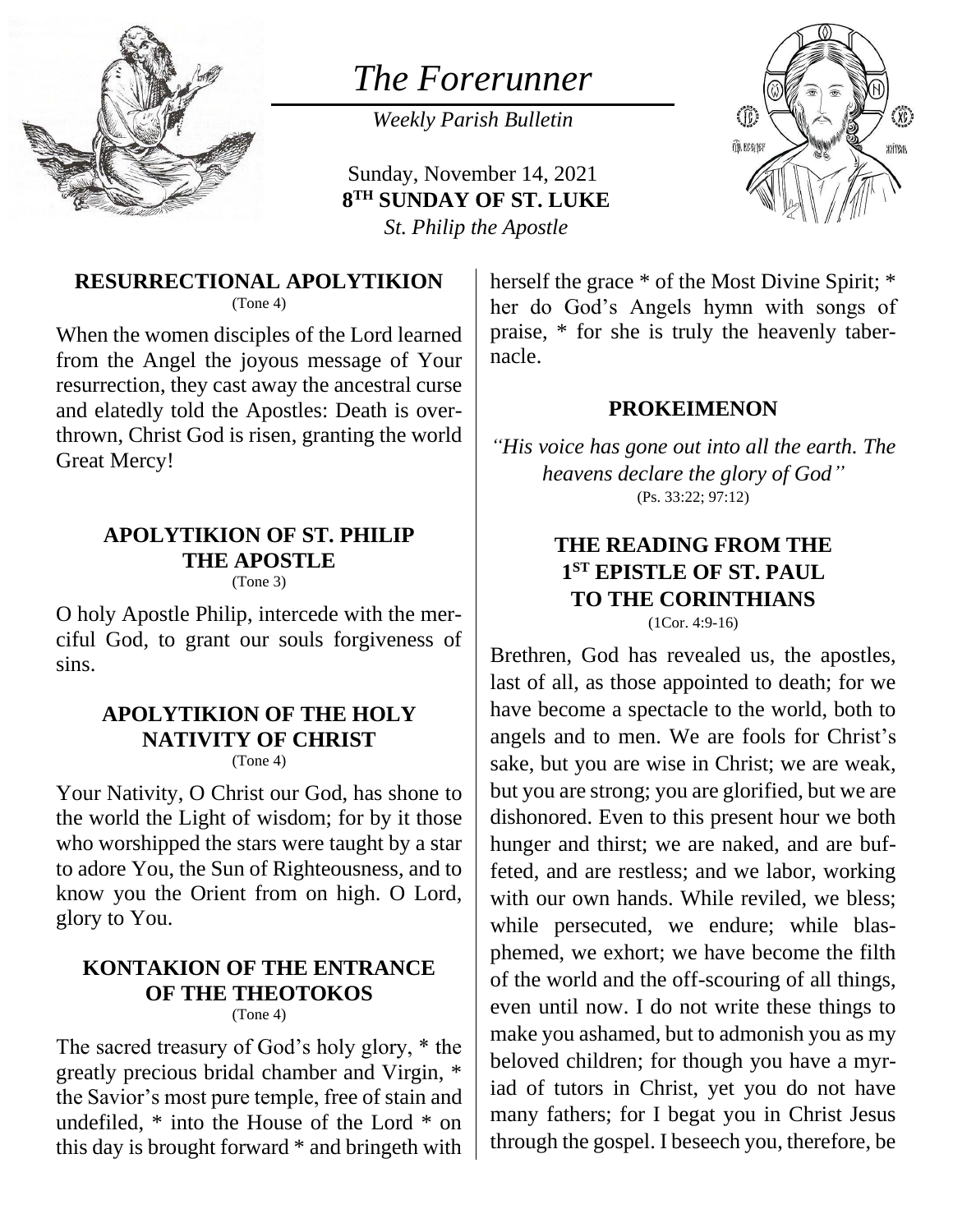# *The Forerunner*

*Weekly Parish Bulletin*

Sunday, November 14, 2021
**8TH SUNDAY OF ST. LUKE**
*St. Philip the Apostle*

### RESURRECTIONAL APOLYTIKION
(Tone 4)

When the women disciples of the Lord learned from the Angel the joyous message of Your resurrection, they cast away the ancestral curse and elatedly told the Apostles: Death is overthrown, Christ God is risen, granting the world Great Mercy!

### APOLYTIKION OF ST. PHILIP THE APOSTLE
(Tone 3)

O holy Apostle Philip, intercede with the merciful God, to grant our souls forgiveness of sins.

### APOLYTIKION OF THE HOLY NATIVITY OF CHRIST
(Tone 4)

Your Nativity, O Christ our God, has shone to the world the Light of wisdom; for by it those who worshipped the stars were taught by a star to adore You, the Sun of Righteousness, and to know you the Orient from on high. O Lord, glory to You.

### KONTAKION OF THE ENTRANCE OF THE THEOTOKOS
(Tone 4)

The sacred treasury of God's holy glory, * the greatly precious bridal chamber and Virgin, * the Savior's most pure temple, free of stain and undefiled, * into the House of the Lord * on this day is brought forward * and bringeth with herself the grace * of the Most Divine Spirit; * her do God's Angels hymn with songs of praise, * for she is truly the heavenly tabernacle.

### PROKEIMENON

*"His voice has gone out into all the earth. The heavens declare the glory of God"*
(Ps. 33:22; 97:12)

### THE READING FROM THE 1ST EPISTLE OF ST. PAUL TO THE CORINTHIANS
(1Cor. 4:9-16)

Brethren, God has revealed us, the apostles, last of all, as those appointed to death; for we have become a spectacle to the world, both to angels and to men. We are fools for Christ's sake, but you are wise in Christ; we are weak, but you are strong; you are glorified, but we are dishonored. Even to this present hour we both hunger and thirst; we are naked, and are buffeted, and are restless; and we labor, working with our own hands. While reviled, we bless; while persecuted, we endure; while blasphemed, we exhort; we have become the filth of the world and the off-scouring of all things, even until now. I do not write these things to make you ashamed, but to admonish you as my beloved children; for though you have a myriad of tutors in Christ, yet you do not have many fathers; for I begat you in Christ Jesus through the gospel. I beseech you, therefore, be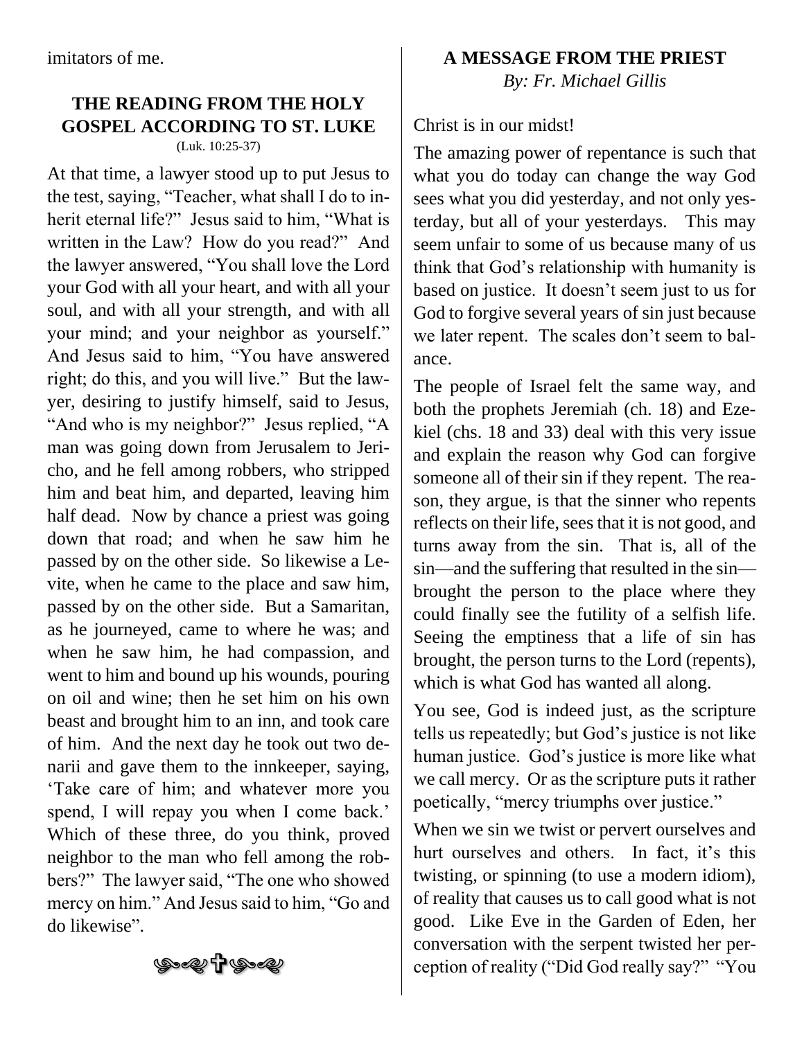imitators of me.

## THE READING FROM THE HOLY GOSPEL ACCORDING TO ST. LUKE

(Luk. 10:25-37)

At that time, a lawyer stood up to put Jesus to the test, saying, "Teacher, what shall I do to inherit eternal life?" Jesus said to him, "What is written in the Law? How do you read?" And the lawyer answered, "You shall love the Lord your God with all your heart, and with all your soul, and with all your strength, and with all your mind; and your neighbor as yourself." And Jesus said to him, "You have answered right; do this, and you will live." But the lawyer, desiring to justify himself, said to Jesus, "And who is my neighbor?" Jesus replied, "A man was going down from Jerusalem to Jericho, and he fell among robbers, who stripped him and beat him, and departed, leaving him half dead. Now by chance a priest was going down that road; and when he saw him he passed by on the other side. So likewise a Levite, when he came to the place and saw him, passed by on the other side. But a Samaritan, as he journeyed, came to where he was; and when he saw him, he had compassion, and went to him and bound up his wounds, pouring on oil and wine; then he set him on his own beast and brought him to an inn, and took care of him. And the next day he took out two denarii and gave them to the innkeeper, saying, 'Take care of him; and whatever more you spend, I will repay you when I come back.' Which of these three, do you think, proved neighbor to the man who fell among the robbers?" The lawyer said, "The one who showed mercy on him." And Jesus said to him, "Go and do likewise".

## A MESSAGE FROM THE PRIEST

*By: Fr. Michael Gillis*

Christ is in our midst!

The amazing power of repentance is such that what you do today can change the way God sees what you did yesterday, and not only yesterday, but all of your yesterdays. This may seem unfair to some of us because many of us think that God's relationship with humanity is based on justice. It doesn't seem just to us for God to forgive several years of sin just because we later repent. The scales don't seem to balance.

The people of Israel felt the same way, and both the prophets Jeremiah (ch. 18) and Ezekiel (chs. 18 and 33) deal with this very issue and explain the reason why God can forgive someone all of their sin if they repent. The reason, they argue, is that the sinner who repents reflects on their life, sees that it is not good, and turns away from the sin. That is, all of the sin—and the suffering that resulted in the sin—brought the person to the place where they could finally see the futility of a selfish life. Seeing the emptiness that a life of sin has brought, the person turns to the Lord (repents), which is what God has wanted all along.

You see, God is indeed just, as the scripture tells us repeatedly; but God's justice is not like human justice. God's justice is more like what we call mercy. Or as the scripture puts it rather poetically, "mercy triumphs over justice."

When we sin we twist or pervert ourselves and hurt ourselves and others. In fact, it's this twisting, or spinning (to use a modern idiom), of reality that causes us to call good what is not good. Like Eve in the Garden of Eden, her conversation with the serpent twisted her perception of reality ("Did God really say?" "You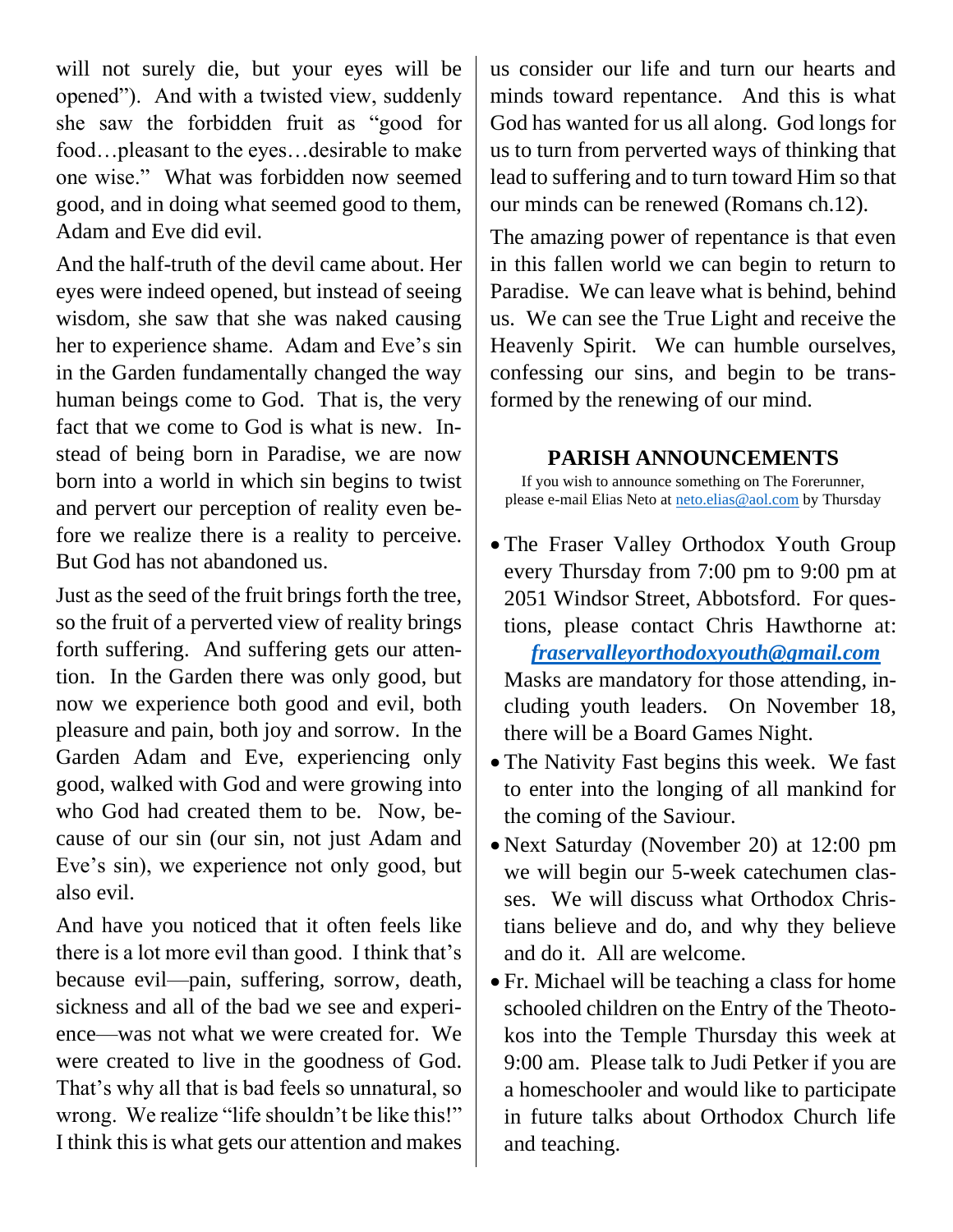will not surely die, but your eyes will be opened"). And with a twisted view, suddenly she saw the forbidden fruit as "good for food…pleasant to the eyes…desirable to make one wise." What was forbidden now seemed good, and in doing what seemed good to them, Adam and Eve did evil.

And the half-truth of the devil came about. Her eyes were indeed opened, but instead of seeing wisdom, she saw that she was naked causing her to experience shame. Adam and Eve's sin in the Garden fundamentally changed the way human beings come to God. That is, the very fact that we come to God is what is new. Instead of being born in Paradise, we are now born into a world in which sin begins to twist and pervert our perception of reality even before we realize there is a reality to perceive. But God has not abandoned us.

Just as the seed of the fruit brings forth the tree, so the fruit of a perverted view of reality brings forth suffering. And suffering gets our attention. In the Garden there was only good, but now we experience both good and evil, both pleasure and pain, both joy and sorrow. In the Garden Adam and Eve, experiencing only good, walked with God and were growing into who God had created them to be. Now, because of our sin (our sin, not just Adam and Eve's sin), we experience not only good, but also evil.

And have you noticed that it often feels like there is a lot more evil than good. I think that's because evil—pain, suffering, sorrow, death, sickness and all of the bad we see and experience—was not what we were created for. We were created to live in the goodness of God. That's why all that is bad feels so unnatural, so wrong. We realize "life shouldn't be like this!" I think this is what gets our attention and makes us consider our life and turn our hearts and minds toward repentance. And this is what God has wanted for us all along. God longs for us to turn from perverted ways of thinking that lead to suffering and to turn toward Him so that our minds can be renewed (Romans ch.12).

The amazing power of repentance is that even in this fallen world we can begin to return to Paradise. We can leave what is behind, behind us. We can see the True Light and receive the Heavenly Spirit. We can humble ourselves, confessing our sins, and begin to be transformed by the renewing of our mind.

## PARISH ANNOUNCEMENTS

If you wish to announce something on The Forerunner, please e-mail Elias Neto at neto.elias@aol.com by Thursday

- The Fraser Valley Orthodox Youth Group every Thursday from 7:00 pm to 9:00 pm at 2051 Windsor Street, Abbotsford. For questions, please contact Chris Hawthorne at: ***fraservalleyorthodoxyouth@gmail.com*** Masks are mandatory for those attending, including youth leaders. On November 18, there will be a Board Games Night.
- The Nativity Fast begins this week. We fast to enter into the longing of all mankind for the coming of the Saviour.
- Next Saturday (November 20) at 12:00 pm we will begin our 5-week catechumen classes. We will discuss what Orthodox Christians believe and do, and why they believe and do it. All are welcome.
- Fr. Michael will be teaching a class for home schooled children on the Entry of the Theotokos into the Temple Thursday this week at 9:00 am. Please talk to Judi Petker if you are a homeschooler and would like to participate in future talks about Orthodox Church life and teaching.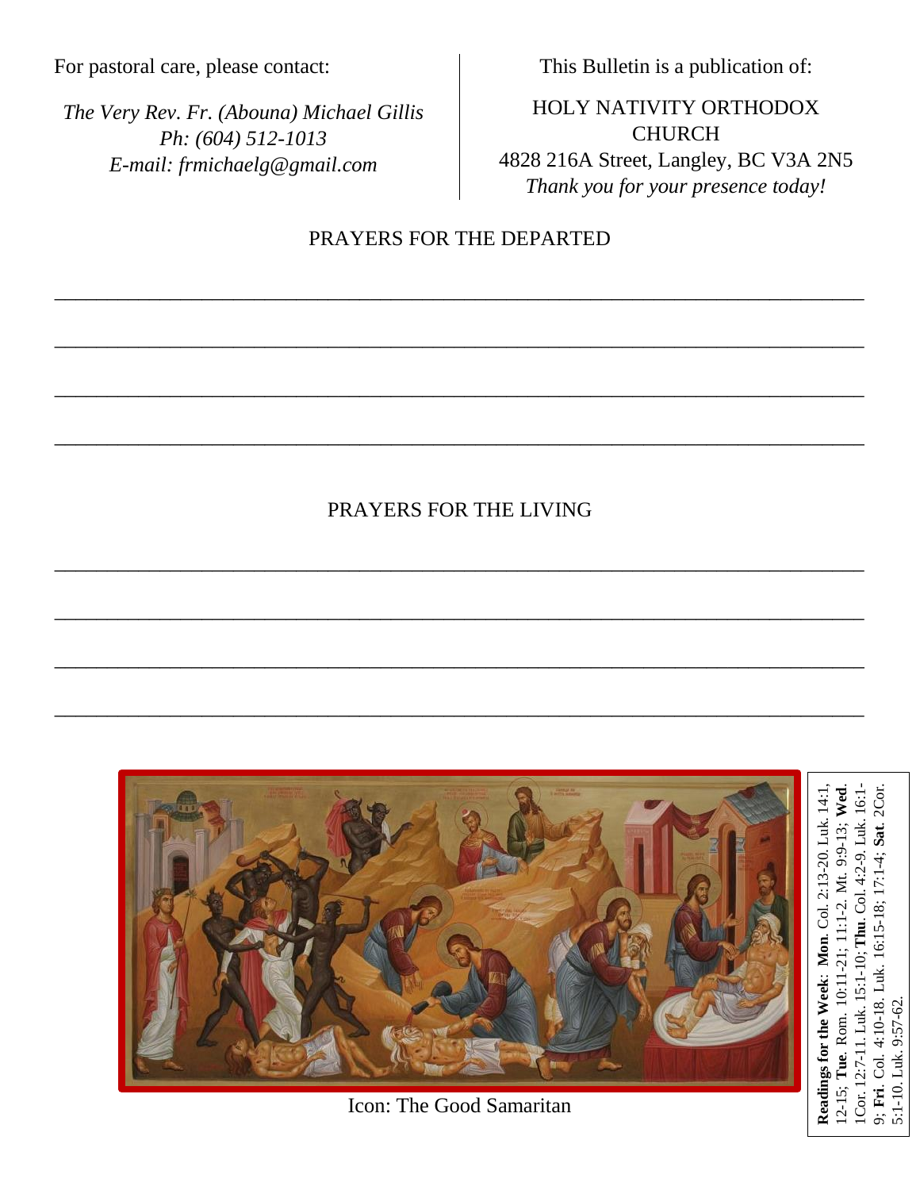For pastoral care, please contact:

*The Very Rev. Fr. (Abouna) Michael Gillis*
*Ph: (604) 512-1013*
*E-mail: frmichaelg@gmail.com*

This Bulletin is a publication of:

HOLY NATIVITY ORTHODOX CHURCH
4828 216A Street, Langley, BC V3A 2N5
*Thank you for your presence today!*

PRAYERS FOR THE DEPARTED

_______________________________________________________________________________

_______________________________________________________________________________

_______________________________________________________________________________

_______________________________________________________________________________

PRAYERS FOR THE LIVING

_______________________________________________________________________________

_______________________________________________________________________________

_______________________________________________________________________________

_______________________________________________________________________________

Icon: The Good Samaritan

**Readings for the Week**: **Mon**. Col. 2:13-20. Luk. 14:1, 12-15; **Tue**. Rom. 10:11-21; 11:1-2. Mt. 9:9-13; **Wed**. 1Cor. 12:7-11. Luk. 15:1-10; **Thu**. Col. 4:2-9. Luk. 16:1-9; **Fri**. Col. 4:10-18. Luk. 16:15-18; 17:1-4; **Sat**. 2Cor. 5:1-10. Luk. 9:57-62.